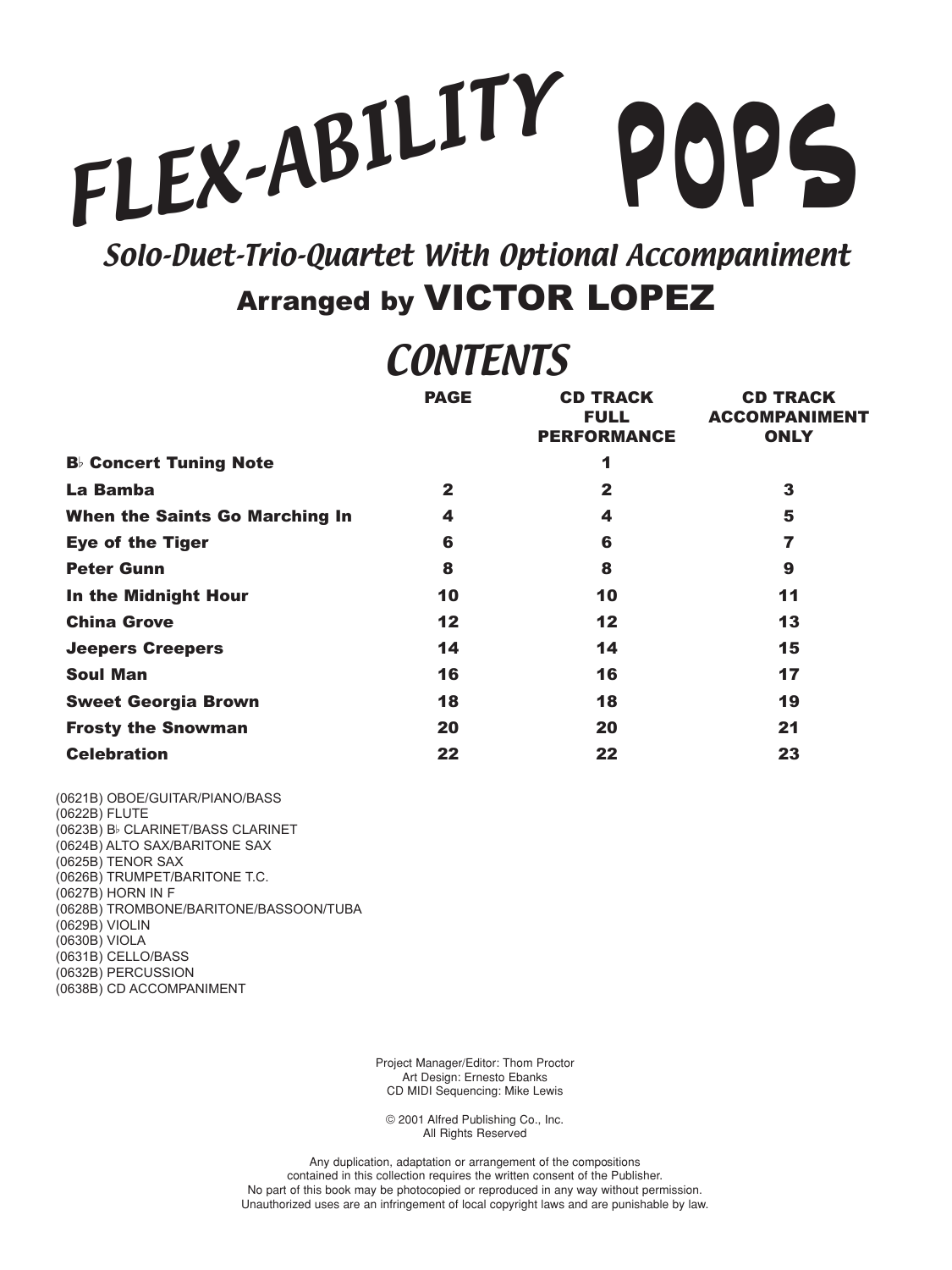# FLEX-ABILITY POPS

*Solo-Duet-Trio-Quartet With Optional Accompaniment*

**Arranged by VICTOR LOPEZ**

## CONTENTS

| | PAGE | CD TRACK FULL PERFORMANCE | CD TRACK ACCOMPANIMENT ONLY |
|---|---|---|---|
| **B♭ Concert Tuning Note** | | 1 | |
| **La Bamba** | 2 | 2 | 3 |
| **When the Saints Go Marching In** | 4 | 4 | 5 |
| **Eye of the Tiger** | 6 | 6 | 7 |
| **Peter Gunn** | 8 | 8 | 9 |
| **In the Midnight Hour** | 10 | 10 | 11 |
| **China Grove** | 12 | 12 | 13 |
| **Jeepers Creepers** | 14 | 14 | 15 |
| **Soul Man** | 16 | 16 | 17 |
| **Sweet Georgia Brown** | 18 | 18 | 19 |
| **Frosty the Snowman** | 20 | 20 | 21 |
| **Celebration** | 22 | 22 | 23 |

(0621B) OBOE/GUITAR/PIANO/BASS
(0622B) FLUTE
(0623B) B♭ CLARINET/BASS CLARINET
(0624B) ALTO SAX/BARITONE SAX
(0625B) TENOR SAX
(0626B) TRUMPET/BARITONE T.C.
(0627B) HORN IN F
(0628B) TROMBONE/BARITONE/BASSOON/TUBA
(0629B) VIOLIN
(0630B) VIOLA
(0631B) CELLO/BASS
(0632B) PERCUSSION
(0638B) CD ACCOMPANIMENT

Project Manager/Editor: Thom Proctor
Art Design: Ernesto Ebanks
CD MIDI Sequencing: Mike Lewis

© 2001 Alfred Publishing Co., Inc.
All Rights Reserved

Any duplication, adaptation or arrangement of the compositions contained in this collection requires the written consent of the Publisher. No part of this book may be photocopied or reproduced in any way without permission. Unauthorized uses are an infringement of local copyright laws and are punishable by law.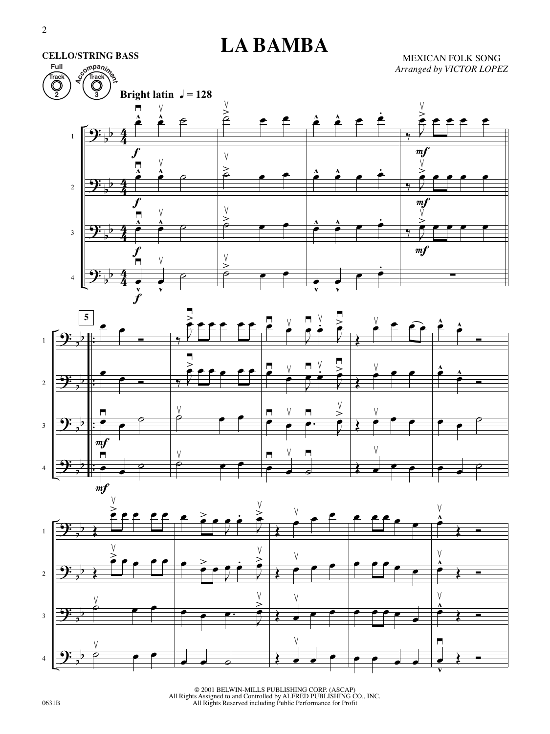# LA BAMBA

**CELLO/STRING BASS**

MEXICAN FOLK SONG
*Arranged by VICTOR LOPEZ*

Full Track 2 · Accompaniment Track 3

**Bright latin** ♩ = 128

© 2001 BELWIN-MILLS PUBLISHING CORP. (ASCAP)
All Rights Assigned to and Controlled by ALFRED PUBLISHING CO., INC.
All Rights Reserved including Public Performance for Profit

0631B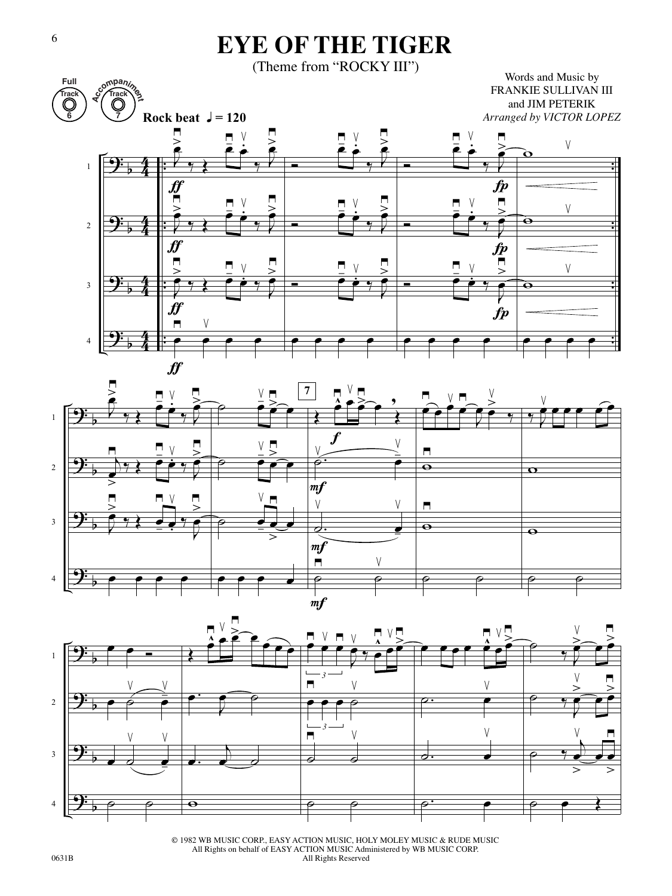# EYE OF THE TIGER

(Theme from "ROCKY III")

Words and Music by
FRANKIE SULLIVAN III
and JIM PETERIK
*Arranged by VICTOR LOPEZ*

Full Track 6
Accompaniment Track 7

**Rock beat** ♩ = 120

© 1982 WB MUSIC CORP., EASY ACTION MUSIC, HOLY MOLEY MUSIC & RUDE MUSIC
All Rights on behalf of EASY ACTION MUSIC Administered by WB MUSIC CORP.
All Rights Reserved

0631B